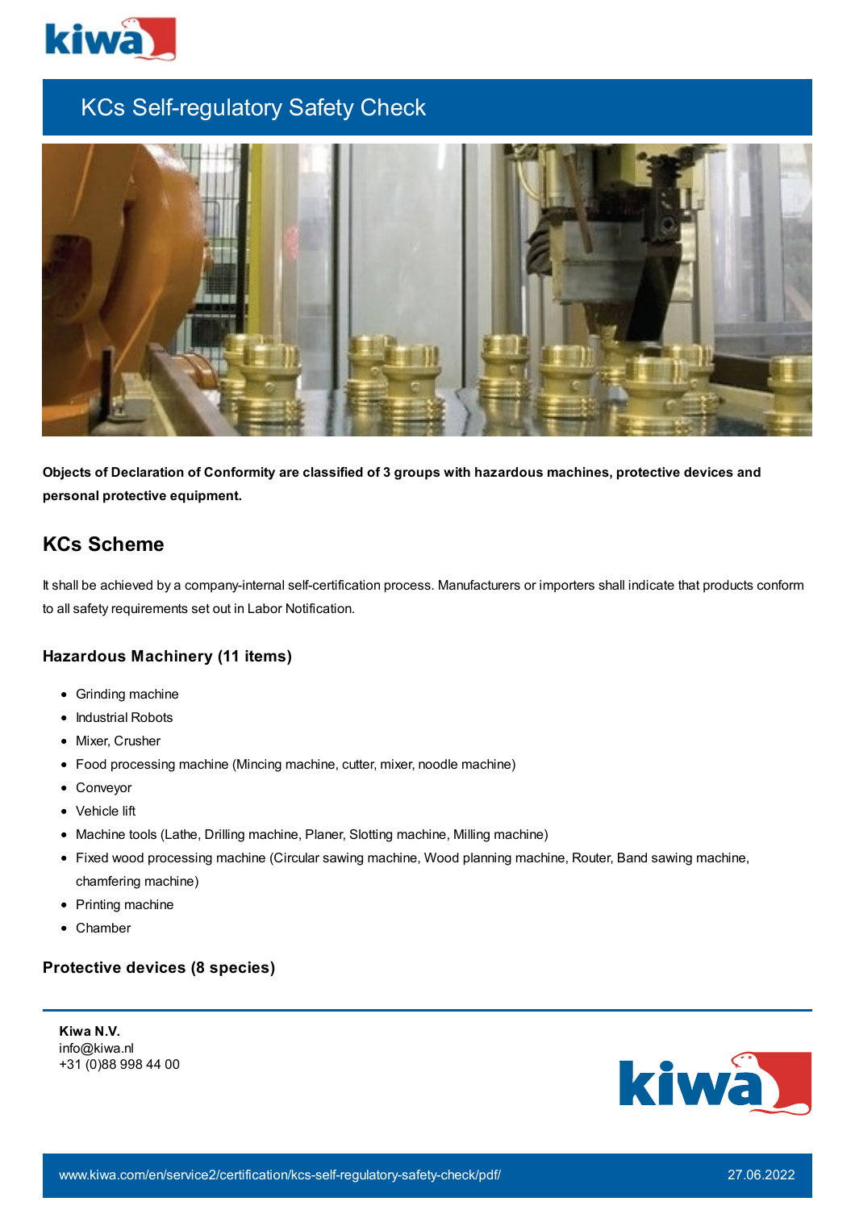# KCs Self-regulatory Safety Check

**Objects of Declaration of Conformity are classified of 3 groups with hazardous machines, protective devices and personal protective equipment.**

## KCs Scheme

It shall be achieved by a company-internal self-certification process. Manufacturers or importers shall indicate that products conform to all safety requirements set out in Labor Notification.

### Hazardous Machinery (11 items)

- Grinding machine
- Industrial Robots
- Mixer, Crusher
- Food processing machine (Mincing machine, cutter, mixer, noodle machine)
- Conveyor
- Vehicle lift
- Machine tools (Lathe, Drilling machine, Planer, Slotting machine, Milling machine)
- Fixed wood processing machine (Circular sawing machine, Wood planning machine, Router, Band sawing machine, chamfering machine)
- Printing machine
- Chamber

### Protective devices (8 species)

**Kiwa N.V.**
info@kiwa.nl
+31 (0)88 998 44 00

www.kiwa.com/en/service2/certification/kcs-self-regulatory-safety-check/pdf/ 27.06.2022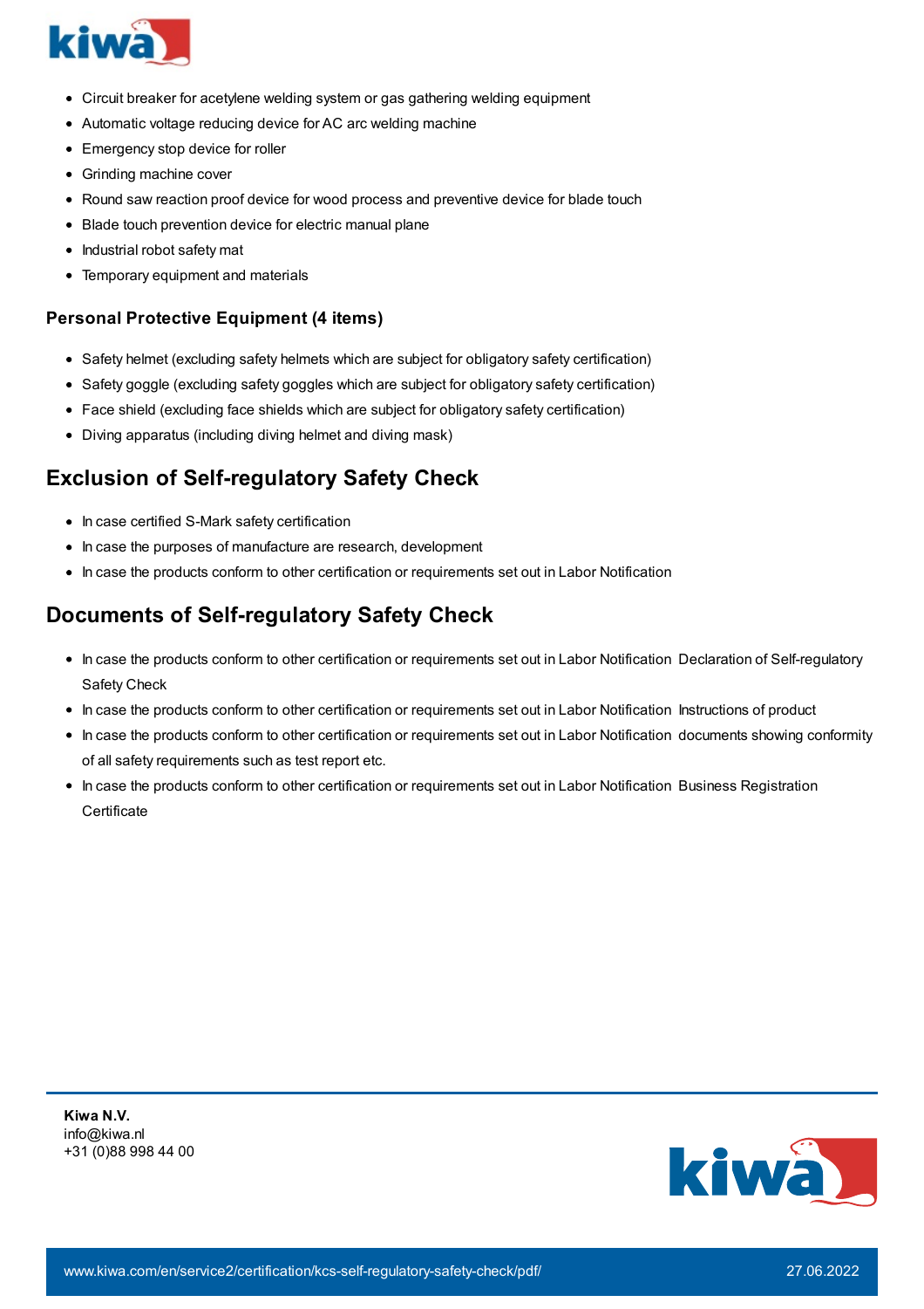- Circuit breaker for acetylene welding system or gas gathering welding equipment
- Automatic voltage reducing device for AC arc welding machine
- Emergency stop device for roller
- Grinding machine cover
- Round saw reaction proof device for wood process and preventive device for blade touch
- Blade touch prevention device for electric manual plane
- Industrial robot safety mat
- Temporary equipment and materials

### Personal Protective Equipment (4 items)

- Safety helmet (excluding safety helmets which are subject for obligatory safety certification)
- Safety goggle (excluding safety goggles which are subject for obligatory safety certification)
- Face shield (excluding face shields which are subject for obligatory safety certification)
- Diving apparatus (including diving helmet and diving mask)

## Exclusion of Self-regulatory Safety Check

- In case certified S-Mark safety certification
- In case the purposes of manufacture are research, development
- In case the products conform to other certification or requirements set out in Labor Notification

## Documents of Self-regulatory Safety Check

- In case the products conform to other certification or requirements set out in Labor Notification Declaration of Self-regulatory Safety Check
- In case the products conform to other certification or requirements set out in Labor Notification Instructions of product
- In case the products conform to other certification or requirements set out in Labor Notification documents showing conformity of all safety requirements such as test report etc.
- In case the products conform to other certification or requirements set out in Labor Notification Business Registration Certificate

**Kiwa N.V.**
info@kiwa.nl
+31 (0)88 998 44 00

www.kiwa.com/en/service2/certification/kcs-self-regulatory-safety-check/pdf/ 27.06.2022